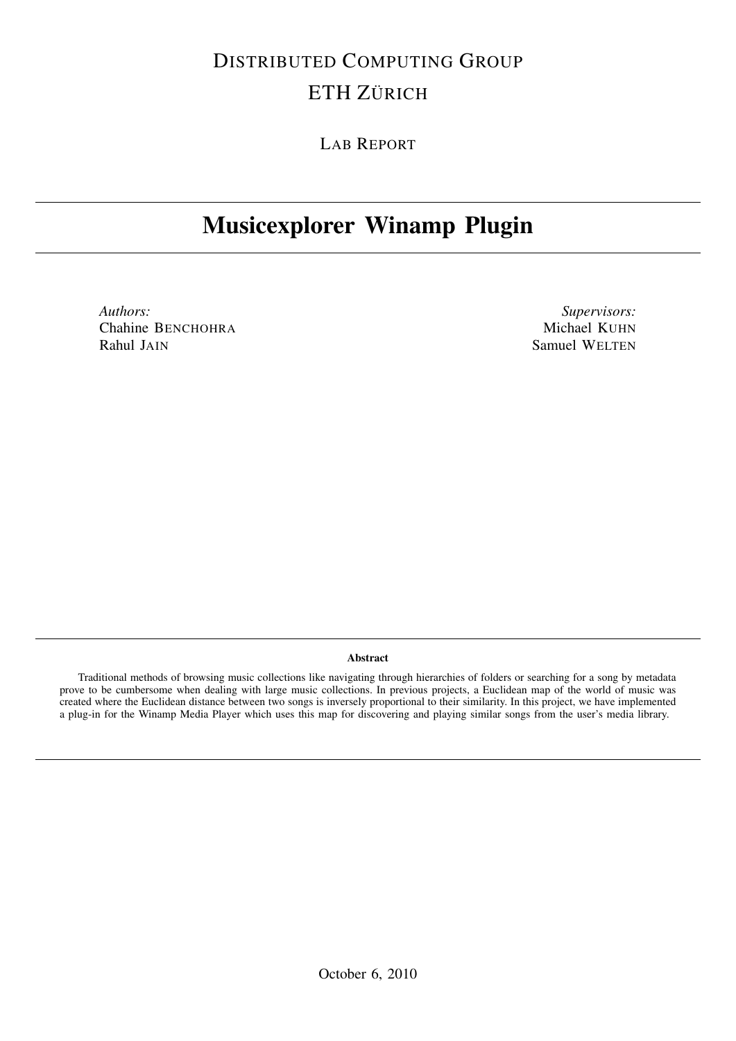DISTRIBUTED COMPUTING GROUP

ETH ZÜRICH

LAB REPORT

# Musicexplorer Winamp Plugin

*Authors:*
Chahine BENCHOHRA
Rahul JAIN

*Supervisors:*
Michael KUHN
Samuel WELTEN

**Abstract**

Traditional methods of browsing music collections like navigating through hierarchies of folders or searching for a song by metadata prove to be cumbersome when dealing with large music collections. In previous projects, a Euclidean map of the world of music was created where the Euclidean distance between two songs is inversely proportional to their similarity. In this project, we have implemented a plug-in for the Winamp Media Player which uses this map for discovering and playing similar songs from the user's media library.

October 6, 2010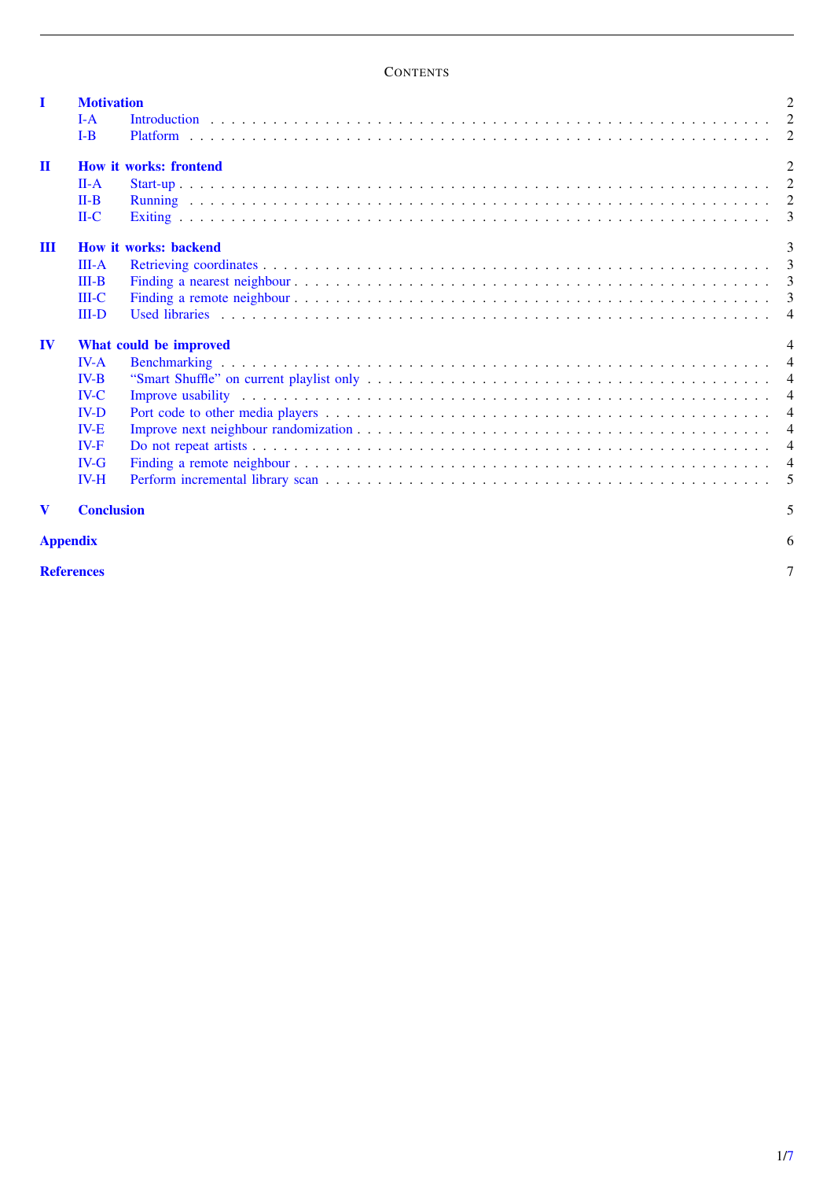# Contents

| | | |
|---|---|---|
| **I** | **Motivation** | **2** |
| I-A | Introduction | 2 |
| I-B | Platform | 2 |
| **II** | **How it works: frontend** | **2** |
| II-A | Start-up | 2 |
| II-B | Running | 2 |
| II-C | Exiting | 3 |
| **III** | **How it works: backend** | **3** |
| III-A | Retrieving coordinates | 3 |
| III-B | Finding a nearest neighbour | 3 |
| III-C | Finding a remote neighbour | 3 |
| III-D | Used libraries | 4 |
| **IV** | **What could be improved** | **4** |
| IV-A | Benchmarking | 4 |
| IV-B | "Smart Shuffle" on current playlist only | 4 |
| IV-C | Improve usability | 4 |
| IV-D | Port code to other media players | 4 |
| IV-E | Improve next neighbour randomization | 4 |
| IV-F | Do not repeat artists | 4 |
| IV-G | Finding a remote neighbour | 4 |
| IV-H | Perform incremental library scan | 5 |
| **V** | **Conclusion** | **5** |
| **Appendix** | | **6** |
| **References** | | **7** |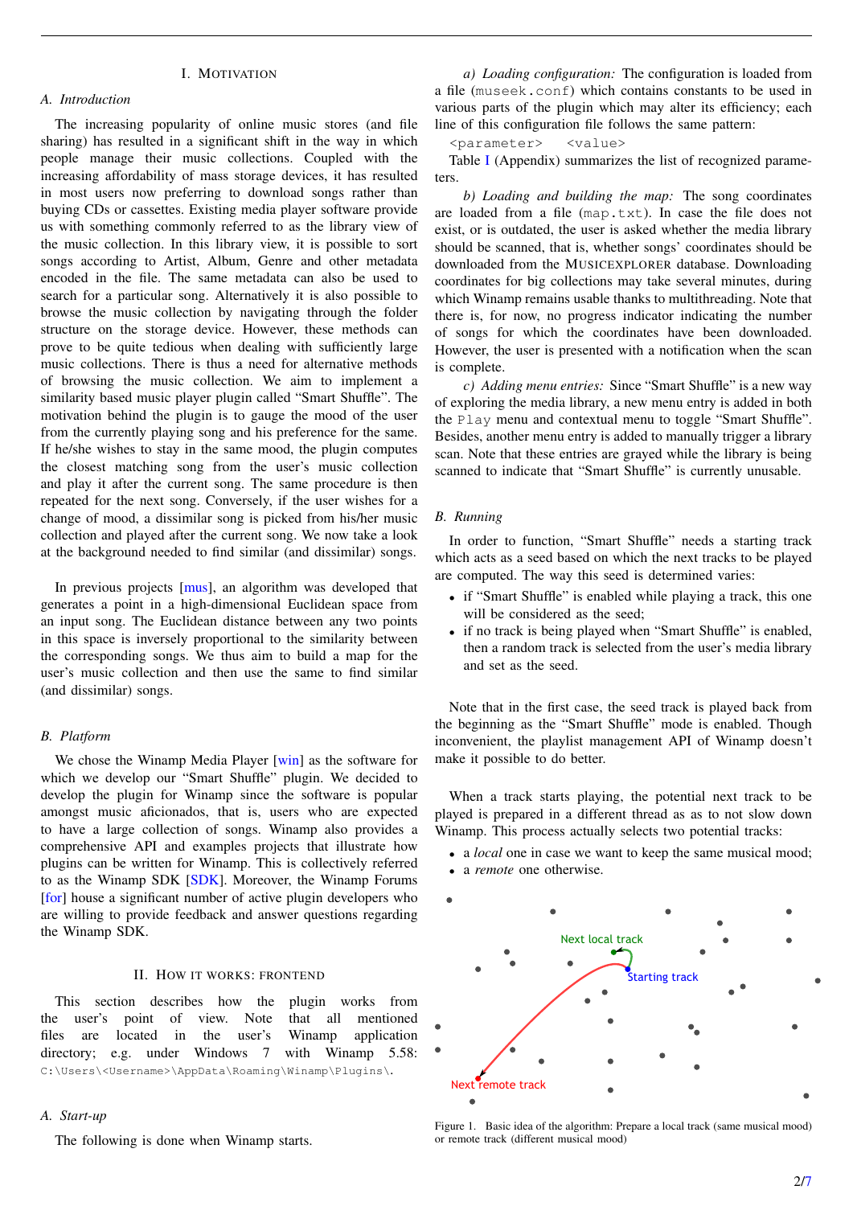# I. Motivation

## A. Introduction

The increasing popularity of online music stores (and file sharing) has resulted in a significant shift in the way in which people manage their music collections. Coupled with the increasing affordability of mass storage devices, it has resulted in most users now preferring to download songs rather than buying CDs or cassettes. Existing media player software provide us with something commonly referred to as the library view of the music collection. In this library view, it is possible to sort songs according to Artist, Album, Genre and other metadata encoded in the file. The same metadata can also be used to search for a particular song. Alternatively it is also possible to browse the music collection by navigating through the folder structure on the storage device. However, these methods can prove to be quite tedious when dealing with sufficiently large music collections. There is thus a need for alternative methods of browsing the music collection. We aim to implement a similarity based music player plugin called "Smart Shuffle". The motivation behind the plugin is to gauge the mood of the user from the currently playing song and his preference for the same. If he/she wishes to stay in the same mood, the plugin computes the closest matching song from the user's music collection and play it after the current song. The same procedure is then repeated for the next song. Conversely, if the user wishes for a change of mood, a dissimilar song is picked from his/her music collection and played after the current song. We now take a look at the background needed to find similar (and dissimilar) songs.

In previous projects [mus], an algorithm was developed that generates a point in a high-dimensional Euclidean space from an input song. The Euclidean distance between any two points in this space is inversely proportional to the similarity between the corresponding songs. We thus aim to build a map for the user's music collection and then use the same to find similar (and dissimilar) songs.

## B. Platform

We chose the Winamp Media Player [win] as the software for which we develop our "Smart Shuffle" plugin. We decided to develop the plugin for Winamp since the software is popular amongst music aficionados, that is, users who are expected to have a large collection of songs. Winamp also provides a comprehensive API and examples projects that illustrate how plugins can be written for Winamp. This is collectively referred to as the Winamp SDK [SDK]. Moreover, the Winamp Forums [for] house a significant number of active plugin developers who are willing to provide feedback and answer questions regarding the Winamp SDK.

# II. How it works: frontend

This section describes how the plugin works from the user's point of view. Note that all mentioned files are located in the user's Winamp application directory; e.g. under Windows 7 with Winamp 5.58: `C:\Users\<Username>\AppData\Roaming\Winamp\Plugins\`.

## A. Start-up

The following is done when Winamp starts.

*a) Loading configuration:* The configuration is loaded from a file (`museek.conf`) which contains constants to be used in various parts of the plugin which may alter its efficiency; each line of this configuration file follows the same pattern:

```
<parameter>   <value>
```

Table I (Appendix) summarizes the list of recognized parameters.

*b) Loading and building the map:* The song coordinates are loaded from a file (`map.txt`). In case the file does not exist, or is outdated, the user is asked whether the media library should be scanned, that is, whether songs' coordinates should be downloaded from the MUSICEXPLORER database. Downloading coordinates for big collections may take several minutes, during which Winamp remains usable thanks to multithreading. Note that there is, for now, no progress indicator indicating the number of songs for which the coordinates have been downloaded. However, the user is presented with a notification when the scan is complete.

*c) Adding menu entries:* Since "Smart Shuffle" is a new way of exploring the media library, a new menu entry is added in both the `Play` menu and contextual menu to toggle "Smart Shuffle". Besides, another menu entry is added to manually trigger a library scan. Note that these entries are grayed while the library is being scanned to indicate that "Smart Shuffle" is currently unusable.

## B. Running

In order to function, "Smart Shuffle" needs a starting track which acts as a seed based on which the next tracks to be played are computed. The way this seed is determined varies:

- if "Smart Shuffle" is enabled while playing a track, this one will be considered as the seed;
- if no track is being played when "Smart Shuffle" is enabled, then a random track is selected from the user's media library and set as the seed.

Note that in the first case, the seed track is played back from the beginning as the "Smart Shuffle" mode is enabled. Though inconvenient, the playlist management API of Winamp doesn't make it possible to do better.

When a track starts playing, the potential next track to be played is prepared in a different thread as to not slow down Winamp. This process actually selects two potential tracks:

- a *local* one in case we want to keep the same musical mood;
- a *remote* one otherwise.

Figure 1. Basic idea of the algorithm: Prepare a local track (same musical mood) or remote track (different musical mood)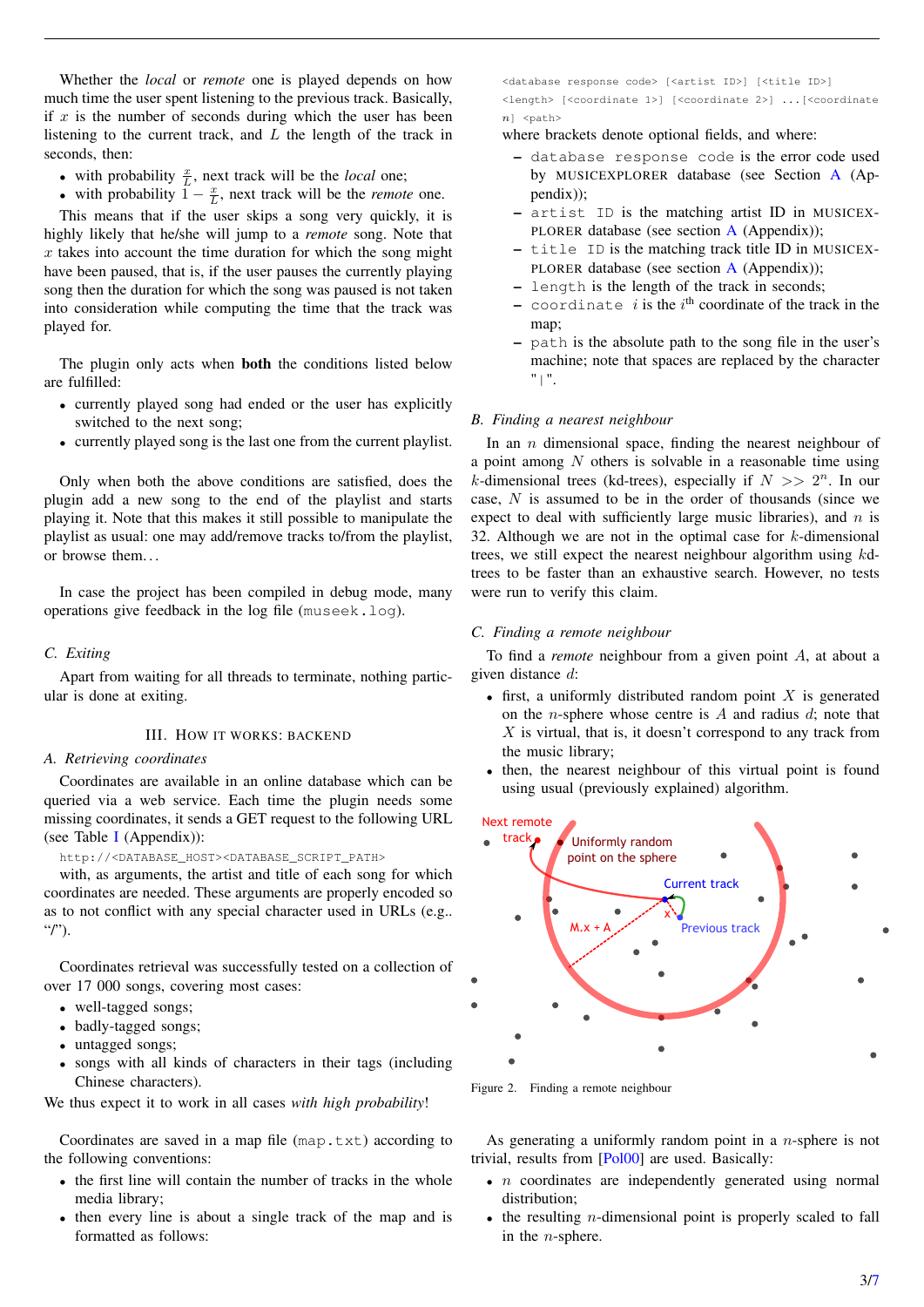Whether the *local* or *remote* one is played depends on how much time the user spent listening to the previous track. Basically, if $x$ is the number of seconds during which the user has been listening to the current track, and $L$ the length of the track in seconds, then:

- with probability $\frac{x}{L}$, next track will be the *local* one;
- with probability $1 - \frac{x}{L}$, next track will be the *remote* one.

This means that if the user skips a song very quickly, it is highly likely that he/she will jump to a *remote* song. Note that $x$ takes into account the time duration for which the song might have been paused, that is, if the user pauses the currently playing song then the duration for which the song was paused is not taken into consideration while computing the time that the track was played for.

The plugin only acts when **both** the conditions listed below are fulfilled:

- currently played song had ended or the user has explicitly switched to the next song;
- currently played song is the last one from the current playlist.

Only when both the above conditions are satisfied, does the plugin add a new song to the end of the playlist and starts playing it. Note that this makes it still possible to manipulate the playlist as usual: one may add/remove tracks to/from the playlist, or browse them…

In case the project has been compiled in debug mode, many operations give feedback in the log file (`museek.log`).

### C. Exiting

Apart from waiting for all threads to terminate, nothing particular is done at exiting.

## III. How it works: backend

### A. Retrieving coordinates

Coordinates are available in an online database which can be queried via a web service. Each time the plugin needs some missing coordinates, it sends a GET request to the following URL (see Table I (Appendix)):

```
http://<DATABASE_HOST><DATABASE_SCRIPT_PATH>
```

with, as arguments, the artist and title of each song for which coordinates are needed. These arguments are properly encoded so as to not conflict with any special character used in URLs (e.g.. "/").

Coordinates retrieval was successfully tested on a collection of over 17 000 songs, covering most cases:

- well-tagged songs;
- badly-tagged songs;
- untagged songs;
- songs with all kinds of characters in their tags (including Chinese characters).

We thus expect it to work in all cases *with high probability*!

Coordinates are saved in a map file (`map.txt`) according to the following conventions:

- the first line will contain the number of tracks in the whole media library;
- then every line is about a single track of the map and is formatted as follows:

```
<database response code> [<artist ID>] [<title ID>] <length> [<coordinate 1>] [<coordinate 2>] ...[<coordinate n] <path>
```

where brackets denote optional fields, and where:

- `database response code` is the error code used by MUSICEXPLORER database (see Section A (Appendix));
- `artist ID` is the matching artist ID in MUSICEXPLORER database (see section A (Appendix));
- `title ID` is the matching track title ID in MUSICEXPLORER database (see section A (Appendix));
- `length` is the length of the track in seconds;
- `coordinate` $i$ is the $i^{\text{th}}$ coordinate of the track in the map;
- `path` is the absolute path to the song file in the user's machine; note that spaces are replaced by the character "`|`".

### B. Finding a nearest neighbour

In an $n$ dimensional space, finding the nearest neighbour of a point among $N$ others is solvable in a reasonable time using $k$-dimensional trees (kd-trees), especially if $N >> 2^n$. In our case, $N$ is assumed to be in the order of thousands (since we expect to deal with sufficiently large music libraries), and $n$ is 32. Although we are not in the optimal case for $k$-dimensional trees, we still expect the nearest neighbour algorithm using $kd$-trees to be faster than an exhaustive search. However, no tests were run to verify this claim.

### C. Finding a remote neighbour

To find a *remote* neighbour from a given point $A$, at about a given distance $d$:

- first, a uniformly distributed random point $X$ is generated on the $n$-sphere whose centre is $A$ and radius $d$; note that $X$ is virtual, that is, it doesn't correspond to any track from the music library;
- then, the nearest neighbour of this virtual point is found using usual (previously explained) algorithm.

Figure 2. Finding a remote neighbour

As generating a uniformly random point in a $n$-sphere is not trivial, results from [Pol00] are used. Basically:

- $n$ coordinates are independently generated using normal distribution;
- the resulting $n$-dimensional point is properly scaled to fall in the $n$-sphere.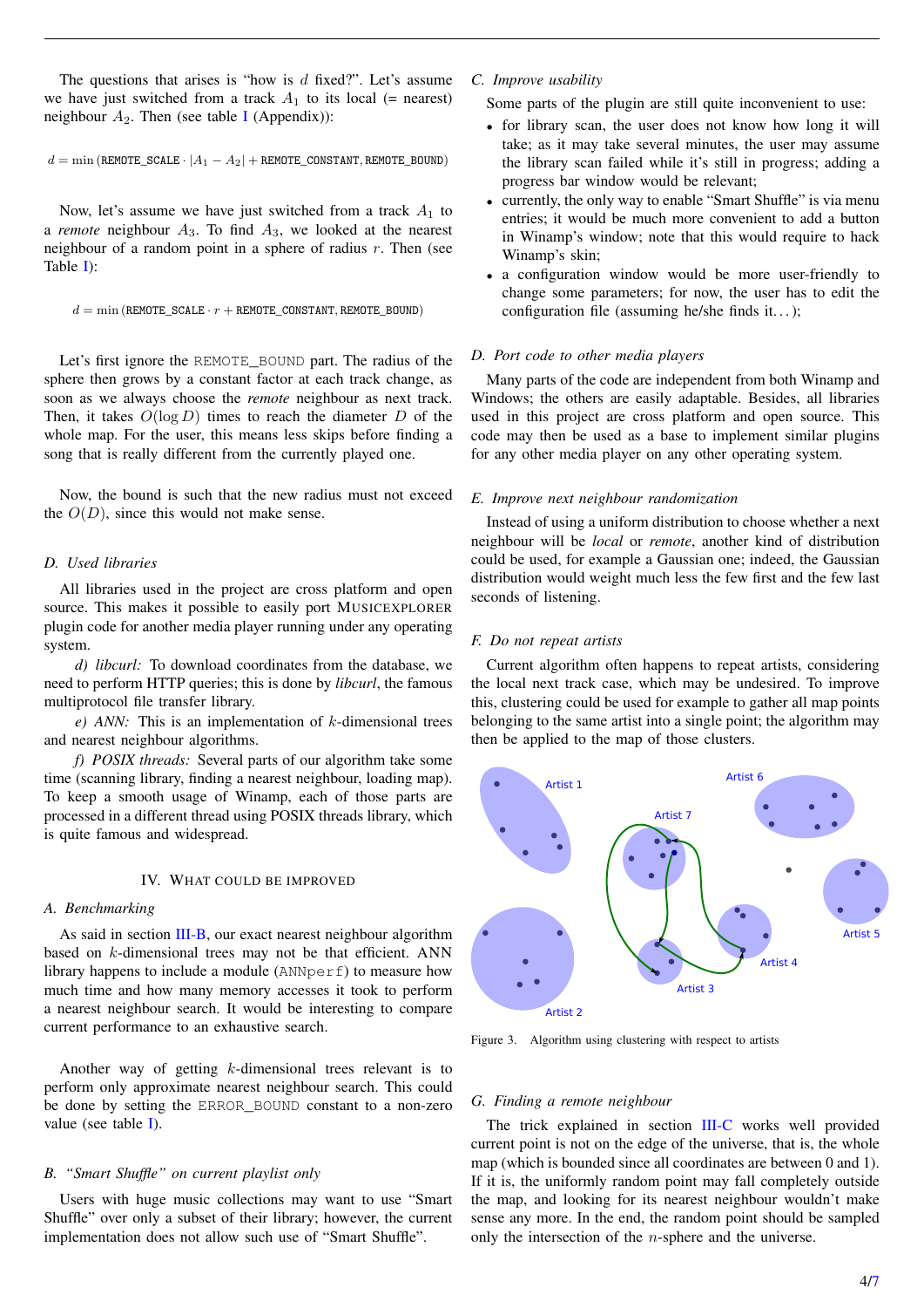The questions that arises is "how is $d$ fixed?". Let's assume we have just switched from a track $A_1$ to its local (= nearest) neighbour $A_2$. Then (see table I (Appendix)):

$$d = \min\left(\texttt{REMOTE\_SCALE} \cdot |A_1 - A_2| + \texttt{REMOTE\_CONSTANT}, \texttt{REMOTE\_BOUND}\right)$$

Now, let's assume we have just switched from a track $A_1$ to a *remote* neighbour $A_3$. To find $A_3$, we looked at the nearest neighbour of a random point in a sphere of radius $r$. Then (see Table I):

$$d = \min\left(\texttt{REMOTE\_SCALE} \cdot r + \texttt{REMOTE\_CONSTANT}, \texttt{REMOTE\_BOUND}\right)$$

Let's first ignore the REMOTE_BOUND part. The radius of the sphere then grows by a constant factor at each track change, as soon as we always choose the *remote* neighbour as next track. Then, it takes $O(\log D)$ times to reach the diameter $D$ of the whole map. For the user, this means less skips before finding a song that is really different from the currently played one.

Now, the bound is such that the new radius must not exceed the $O(D)$, since this would not make sense.

### D. Used libraries

All libraries used in the project are cross platform and open source. This makes it possible to easily port MUSICEXPLORER plugin code for another media player running under any operating system.

*d) libcurl:* To download coordinates from the database, we need to perform HTTP queries; this is done by *libcurl*, the famous multiprotocol file transfer library.

*e) ANN:* This is an implementation of $k$-dimensional trees and nearest neighbour algorithms.

*f) POSIX threads:* Several parts of our algorithm take some time (scanning library, finding a nearest neighbour, loading map). To keep a smooth usage of Winamp, each of those parts are processed in a different thread using POSIX threads library, which is quite famous and widespread.

## IV. What could be improved

### A. Benchmarking

As said in section III-B, our exact nearest neighbour algorithm based on $k$-dimensional trees may not be that efficient. ANN library happens to include a module (ANNperf) to measure how much time and how many memory accesses it took to perform a nearest neighbour search. It would be interesting to compare current performance to an exhaustive search.

Another way of getting $k$-dimensional trees relevant is to perform only approximate nearest neighbour search. This could be done by setting the ERROR_BOUND constant to a non-zero value (see table I).

### B. "Smart Shuffle" on current playlist only

Users with huge music collections may want to use "Smart Shuffle" over only a subset of their library; however, the current implementation does not allow such use of "Smart Shuffle".

### C. Improve usability

Some parts of the plugin are still quite inconvenient to use:

- for library scan, the user does not know how long it will take; as it may take several minutes, the user may assume the library scan failed while it's still in progress; adding a progress bar window would be relevant;
- currently, the only way to enable "Smart Shuffle" is via menu entries; it would be much more convenient to add a button in Winamp's window; note that this would require to hack Winamp's skin;
- a configuration window would be more user-friendly to change some parameters; for now, the user has to edit the configuration file (assuming he/she finds it...);

### D. Port code to other media players

Many parts of the code are independent from both Winamp and Windows; the others are easily adaptable. Besides, all libraries used in this project are cross platform and open source. This code may then be used as a base to implement similar plugins for any other media player on any other operating system.

### E. Improve next neighbour randomization

Instead of using a uniform distribution to choose whether a next neighbour will be *local* or *remote*, another kind of distribution could be used, for example a Gaussian one; indeed, the Gaussian distribution would weight much less the few first and the few last seconds of listening.

### F. Do not repeat artists

Current algorithm often happens to repeat artists, considering the local next track case, which may be undesired. To improve this, clustering could be used for example to gather all map points belonging to the same artist into a single point; the algorithm may then be applied to the map of those clusters.

Figure 3. Algorithm using clustering with respect to artists

### G. Finding a remote neighbour

The trick explained in section III-C works well provided current point is not on the edge of the universe, that is, the whole map (which is bounded since all coordinates are between 0 and 1). If it is, the uniformly random point may fall completely outside the map, and looking for its nearest neighbour wouldn't make sense any more. In the end, the random point should be sampled only the intersection of the $n$-sphere and the universe.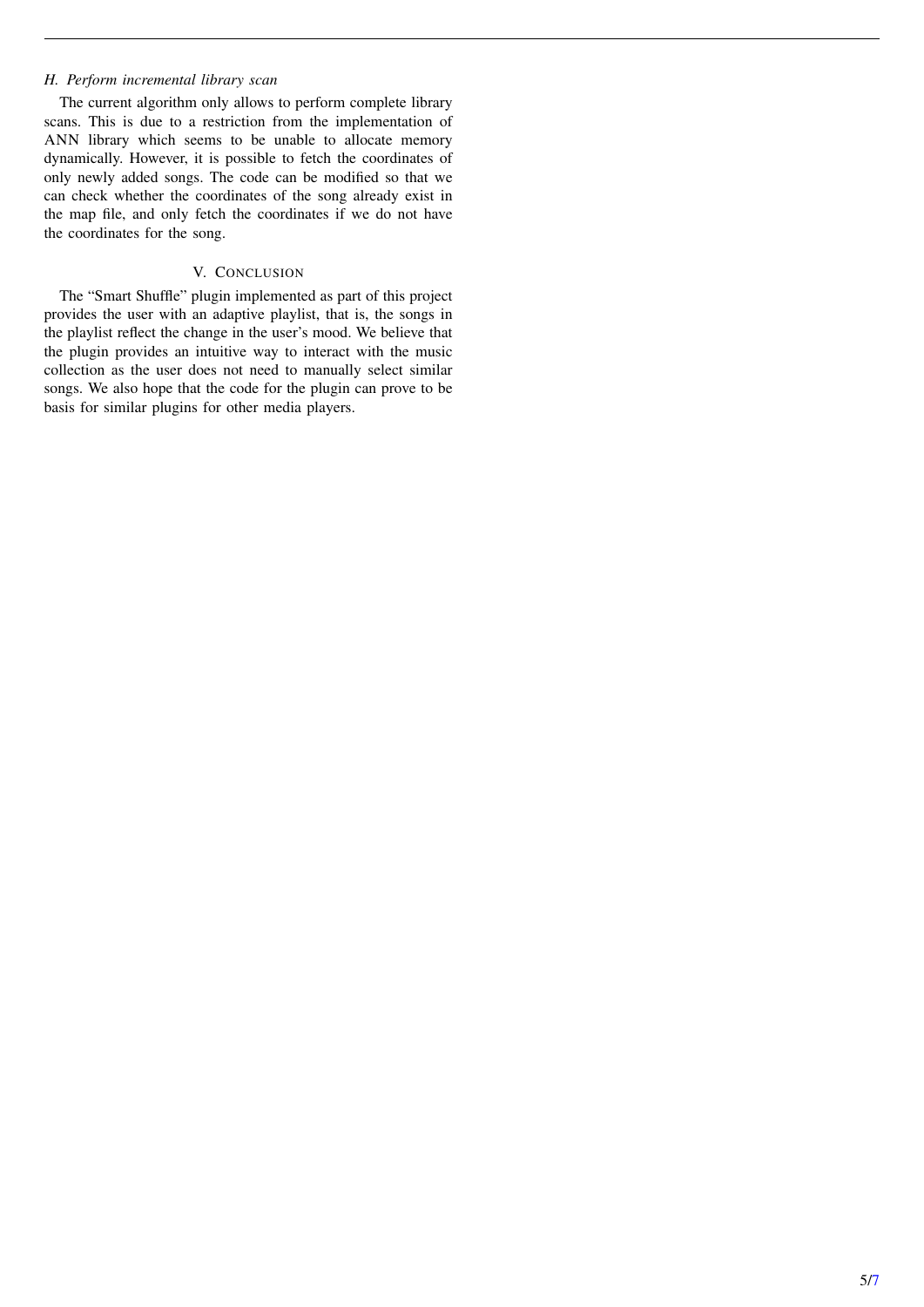### H. Perform incremental library scan

The current algorithm only allows to perform complete library scans. This is due to a restriction from the implementation of ANN library which seems to be unable to allocate memory dynamically. However, it is possible to fetch the coordinates of only newly added songs. The code can be modified so that we can check whether the coordinates of the song already exist in the map file, and only fetch the coordinates if we do not have the coordinates for the song.

## V. Conclusion

The "Smart Shuffle" plugin implemented as part of this project provides the user with an adaptive playlist, that is, the songs in the playlist reflect the change in the user's mood. We believe that the plugin provides an intuitive way to interact with the music collection as the user does not need to manually select similar songs. We also hope that the code for the plugin can prove to be basis for similar plugins for other media players.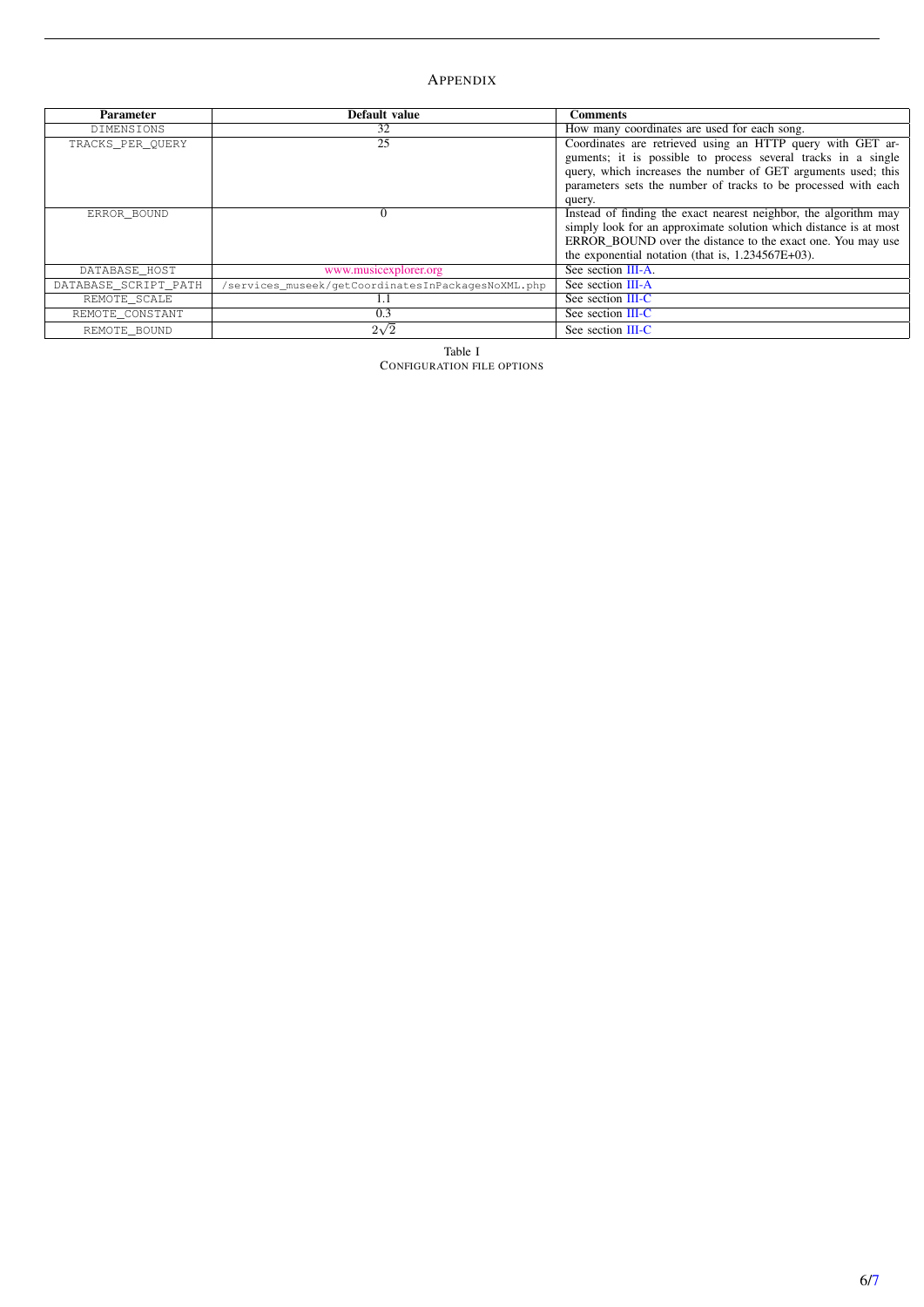## Appendix

| Parameter | Default value | Comments |
|---|---|---|
| `DIMENSIONS` | 32 | How many coordinates are used for each song. |
| `TRACKS_PER_QUERY` | 25 | Coordinates are retrieved using an HTTP query with GET arguments; it is possible to process several tracks in a single query, which increases the number of GET arguments used; this parameters sets the number of tracks to be processed with each query. |
| `ERROR_BOUND` | 0 | Instead of finding the exact nearest neighbor, the algorithm may simply look for an approximate solution which distance is at most ERROR_BOUND over the distance to the exact one. You may use the exponential notation (that is, 1.234567E+03). |
| `DATABASE_HOST` | www.musicexplorer.org | See section III-A. |
| `DATABASE_SCRIPT_PATH` | `/services_museek/getCoordinatesInPackagesNoXML.php` | See section III-A |
| `REMOTE_SCALE` | 1.1 | See section III-C |
| `REMOTE_CONSTANT` | 0.3 | See section III-C |
| `REMOTE_BOUND` | $2\sqrt{2}$ | See section III-C |

Table I
Configuration file options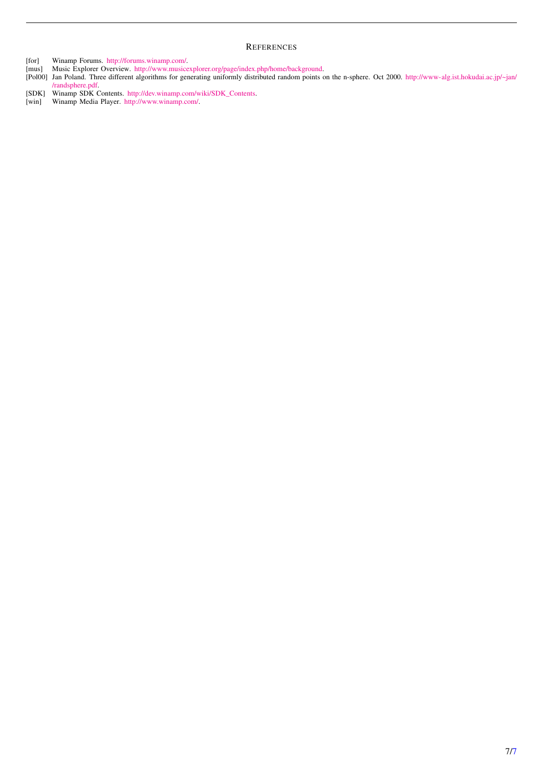## REFERENCES

[for] Winamp Forums. http://forums.winamp.com/.

[mus] Music Explorer Overview. http://www.musicexplorer.org/page/index.php/home/background.

[Pol00] Jan Poland. Three different algorithms for generating uniformly distributed random points on the n-sphere. Oct 2000. http://www-alg.ist.hokudai.ac.jp/~jan//randsphere.pdf.

[SDK] Winamp SDK Contents. http://dev.winamp.com/wiki/SDK_Contents.

[win] Winamp Media Player. http://www.winamp.com/.